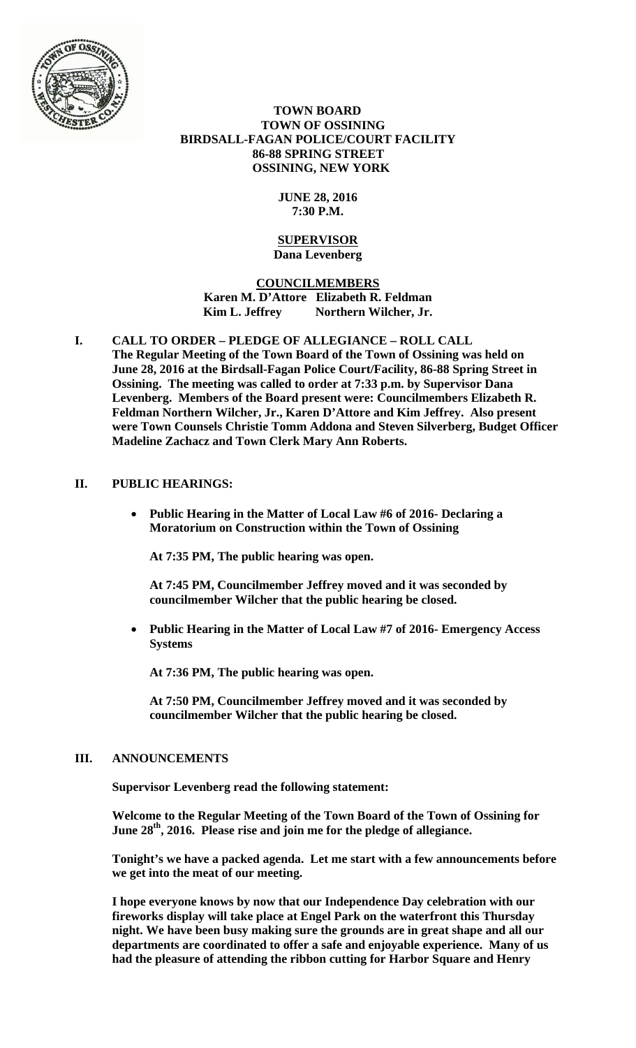# TOWN BOARD
## TOWN OF OSSINING
## BIRDSALL-FAGAN POLICE/COURT FACILITY
## 86-88 SPRING STREET
## OSSINING, NEW YORK

**JUNE 28, 2016**
**7:30 P.M.**

**SUPERVISOR**
**Dana Levenberg**

**COUNCILMEMBERS**
**Karen M. D'Attore Elizabeth R. Feldman**
**Kim L. Jeffrey Northern Wilcher, Jr.**

## I. CALL TO ORDER – PLEDGE OF ALLEGIANCE – ROLL CALL

**The Regular Meeting of the Town Board of the Town of Ossining was held on June 28, 2016 at the Birdsall-Fagan Police Court/Facility, 86-88 Spring Street in Ossining. The meeting was called to order at 7:33 p.m. by Supervisor Dana Levenberg. Members of the Board present were: Councilmembers Elizabeth R. Feldman Northern Wilcher, Jr., Karen D'Attore and Kim Jeffrey. Also present were Town Counsels Christie Tomm Addona and Steven Silverberg, Budget Officer Madeline Zachacz and Town Clerk Mary Ann Roberts.**

## II. PUBLIC HEARINGS:

- **Public Hearing in the Matter of Local Law #6 of 2016- Declaring a Moratorium on Construction within the Town of Ossining**

  **At 7:35 PM, The public hearing was open.**

  **At 7:45 PM, Councilmember Jeffrey moved and it was seconded by councilmember Wilcher that the public hearing be closed.**

- **Public Hearing in the Matter of Local Law #7 of 2016- Emergency Access Systems**

  **At 7:36 PM, The public hearing was open.**

  **At 7:50 PM, Councilmember Jeffrey moved and it was seconded by councilmember Wilcher that the public hearing be closed.**

## III. ANNOUNCEMENTS

**Supervisor Levenberg read the following statement:**

**Welcome to the Regular Meeting of the Town Board of the Town of Ossining for June 28th, 2016. Please rise and join me for the pledge of allegiance.**

**Tonight's we have a packed agenda. Let me start with a few announcements before we get into the meat of our meeting.**

**I hope everyone knows by now that our Independence Day celebration with our fireworks display will take place at Engel Park on the waterfront this Thursday night. We have been busy making sure the grounds are in great shape and all our departments are coordinated to offer a safe and enjoyable experience. Many of us had the pleasure of attending the ribbon cutting for Harbor Square and Henry**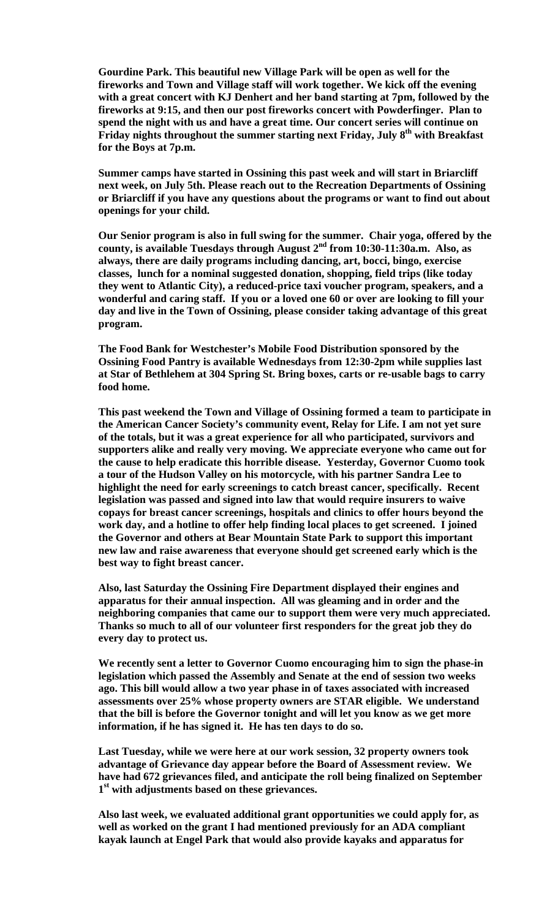**Gourdine Park. This beautiful new Village Park will be open as well for the fireworks and Town and Village staff will work together. We kick off the evening with a great concert with KJ Denhert and her band starting at 7pm, followed by the fireworks at 9:15, and then our post fireworks concert with Powderfinger. Plan to spend the night with us and have a great time. Our concert series will continue on Friday nights throughout the summer starting next Friday, July 8th with Breakfast for the Boys at 7p.m.**

**Summer camps have started in Ossining this past week and will start in Briarcliff next week, on July 5th. Please reach out to the Recreation Departments of Ossining or Briarcliff if you have any questions about the programs or want to find out about openings for your child.**

**Our Senior program is also in full swing for the summer. Chair yoga, offered by the county, is available Tuesdays through August 2nd from 10:30-11:30a.m. Also, as always, there are daily programs including dancing, art, bocci, bingo, exercise classes, lunch for a nominal suggested donation, shopping, field trips (like today they went to Atlantic City), a reduced-price taxi voucher program, speakers, and a wonderful and caring staff. If you or a loved one 60 or over are looking to fill your day and live in the Town of Ossining, please consider taking advantage of this great program.**

**The Food Bank for Westchester's Mobile Food Distribution sponsored by the Ossining Food Pantry is available Wednesdays from 12:30-2pm while supplies last at Star of Bethlehem at 304 Spring St. Bring boxes, carts or re-usable bags to carry food home.**

**This past weekend the Town and Village of Ossining formed a team to participate in the American Cancer Society's community event, Relay for Life. I am not yet sure of the totals, but it was a great experience for all who participated, survivors and supporters alike and really very moving. We appreciate everyone who came out for the cause to help eradicate this horrible disease. Yesterday, Governor Cuomo took a tour of the Hudson Valley on his motorcycle, with his partner Sandra Lee to highlight the need for early screenings to catch breast cancer, specifically. Recent legislation was passed and signed into law that would require insurers to waive copays for breast cancer screenings, hospitals and clinics to offer hours beyond the work day, and a hotline to offer help finding local places to get screened. I joined the Governor and others at Bear Mountain State Park to support this important new law and raise awareness that everyone should get screened early which is the best way to fight breast cancer.**

**Also, last Saturday the Ossining Fire Department displayed their engines and apparatus for their annual inspection. All was gleaming and in order and the neighboring companies that came our to support them were very much appreciated. Thanks so much to all of our volunteer first responders for the great job they do every day to protect us.**

**We recently sent a letter to Governor Cuomo encouraging him to sign the phase-in legislation which passed the Assembly and Senate at the end of session two weeks ago. This bill would allow a two year phase in of taxes associated with increased assessments over 25% whose property owners are STAR eligible. We understand that the bill is before the Governor tonight and will let you know as we get more information, if he has signed it. He has ten days to do so.**

**Last Tuesday, while we were here at our work session, 32 property owners took advantage of Grievance day appear before the Board of Assessment review. We have had 672 grievances filed, and anticipate the roll being finalized on September 1st with adjustments based on these grievances.**

**Also last week, we evaluated additional grant opportunities we could apply for, as well as worked on the grant I had mentioned previously for an ADA compliant kayak launch at Engel Park that would also provide kayaks and apparatus for**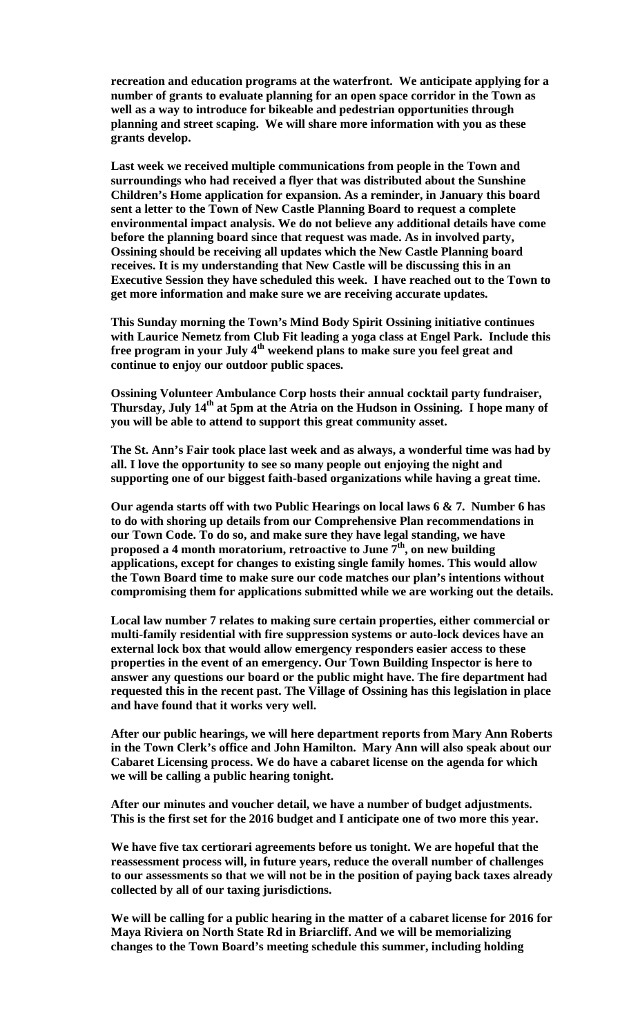**recreation and education programs at the waterfront. We anticipate applying for a number of grants to evaluate planning for an open space corridor in the Town as well as a way to introduce for bikeable and pedestrian opportunities through planning and street scaping. We will share more information with you as these grants develop.**

**Last week we received multiple communications from people in the Town and surroundings who had received a flyer that was distributed about the Sunshine Children's Home application for expansion. As a reminder, in January this board sent a letter to the Town of New Castle Planning Board to request a complete environmental impact analysis. We do not believe any additional details have come before the planning board since that request was made. As in involved party, Ossining should be receiving all updates which the New Castle Planning board receives. It is my understanding that New Castle will be discussing this in an Executive Session they have scheduled this week. I have reached out to the Town to get more information and make sure we are receiving accurate updates.**

**This Sunday morning the Town's Mind Body Spirit Ossining initiative continues with Laurice Nemetz from Club Fit leading a yoga class at Engel Park. Include this free program in your July 4th weekend plans to make sure you feel great and continue to enjoy our outdoor public spaces.**

**Ossining Volunteer Ambulance Corp hosts their annual cocktail party fundraiser, Thursday, July 14th at 5pm at the Atria on the Hudson in Ossining. I hope many of you will be able to attend to support this great community asset.**

**The St. Ann's Fair took place last week and as always, a wonderful time was had by all. I love the opportunity to see so many people out enjoying the night and supporting one of our biggest faith-based organizations while having a great time.**

**Our agenda starts off with two Public Hearings on local laws 6 & 7. Number 6 has to do with shoring up details from our Comprehensive Plan recommendations in our Town Code. To do so, and make sure they have legal standing, we have proposed a 4 month moratorium, retroactive to June 7th, on new building applications, except for changes to existing single family homes. This would allow the Town Board time to make sure our code matches our plan's intentions without compromising them for applications submitted while we are working out the details.**

**Local law number 7 relates to making sure certain properties, either commercial or multi-family residential with fire suppression systems or auto-lock devices have an external lock box that would allow emergency responders easier access to these properties in the event of an emergency. Our Town Building Inspector is here to answer any questions our board or the public might have. The fire department had requested this in the recent past. The Village of Ossining has this legislation in place and have found that it works very well.**

**After our public hearings, we will here department reports from Mary Ann Roberts in the Town Clerk's office and John Hamilton. Mary Ann will also speak about our Cabaret Licensing process. We do have a cabaret license on the agenda for which we will be calling a public hearing tonight.**

**After our minutes and voucher detail, we have a number of budget adjustments. This is the first set for the 2016 budget and I anticipate one of two more this year.**

**We have five tax certiorari agreements before us tonight. We are hopeful that the reassessment process will, in future years, reduce the overall number of challenges to our assessments so that we will not be in the position of paying back taxes already collected by all of our taxing jurisdictions.**

**We will be calling for a public hearing in the matter of a cabaret license for 2016 for Maya Riviera on North State Rd in Briarcliff. And we will be memorializing changes to the Town Board's meeting schedule this summer, including holding**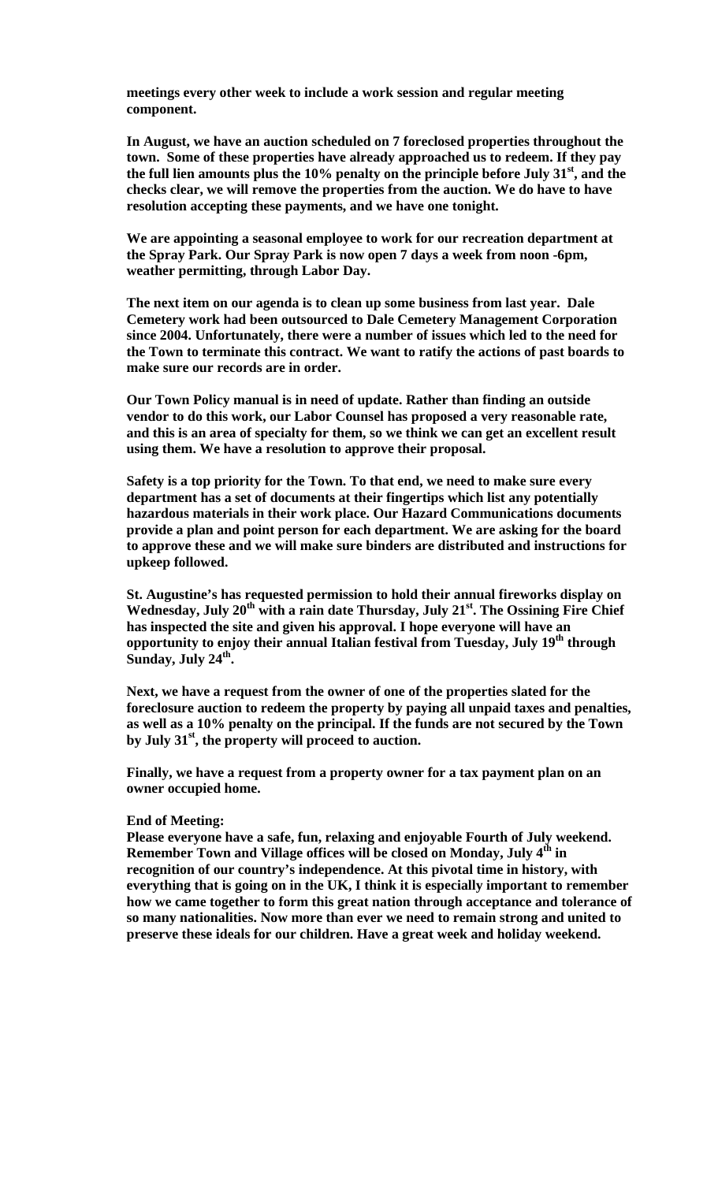**meetings every other week to include a work session and regular meeting component.**

**In August, we have an auction scheduled on 7 foreclosed properties throughout the town. Some of these properties have already approached us to redeem. If they pay the full lien amounts plus the 10% penalty on the principle before July 31st, and the checks clear, we will remove the properties from the auction. We do have to have resolution accepting these payments, and we have one tonight.**

**We are appointing a seasonal employee to work for our recreation department at the Spray Park. Our Spray Park is now open 7 days a week from noon -6pm, weather permitting, through Labor Day.**

**The next item on our agenda is to clean up some business from last year. Dale Cemetery work had been outsourced to Dale Cemetery Management Corporation since 2004. Unfortunately, there were a number of issues which led to the need for the Town to terminate this contract. We want to ratify the actions of past boards to make sure our records are in order.**

**Our Town Policy manual is in need of update. Rather than finding an outside vendor to do this work, our Labor Counsel has proposed a very reasonable rate, and this is an area of specialty for them, so we think we can get an excellent result using them. We have a resolution to approve their proposal.**

**Safety is a top priority for the Town. To that end, we need to make sure every department has a set of documents at their fingertips which list any potentially hazardous materials in their work place. Our Hazard Communications documents provide a plan and point person for each department. We are asking for the board to approve these and we will make sure binders are distributed and instructions for upkeep followed.**

**St. Augustine's has requested permission to hold their annual fireworks display on Wednesday, July 20th with a rain date Thursday, July 21st. The Ossining Fire Chief has inspected the site and given his approval. I hope everyone will have an opportunity to enjoy their annual Italian festival from Tuesday, July 19th through Sunday, July 24th.**

**Next, we have a request from the owner of one of the properties slated for the foreclosure auction to redeem the property by paying all unpaid taxes and penalties, as well as a 10% penalty on the principal. If the funds are not secured by the Town by July 31st, the property will proceed to auction.**

**Finally, we have a request from a property owner for a tax payment plan on an owner occupied home.**

**End of Meeting:**
**Please everyone have a safe, fun, relaxing and enjoyable Fourth of July weekend. Remember Town and Village offices will be closed on Monday, July 4th in recognition of our country's independence. At this pivotal time in history, with everything that is going on in the UK, I think it is especially important to remember how we came together to form this great nation through acceptance and tolerance of so many nationalities. Now more than ever we need to remain strong and united to preserve these ideals for our children. Have a great week and holiday weekend.**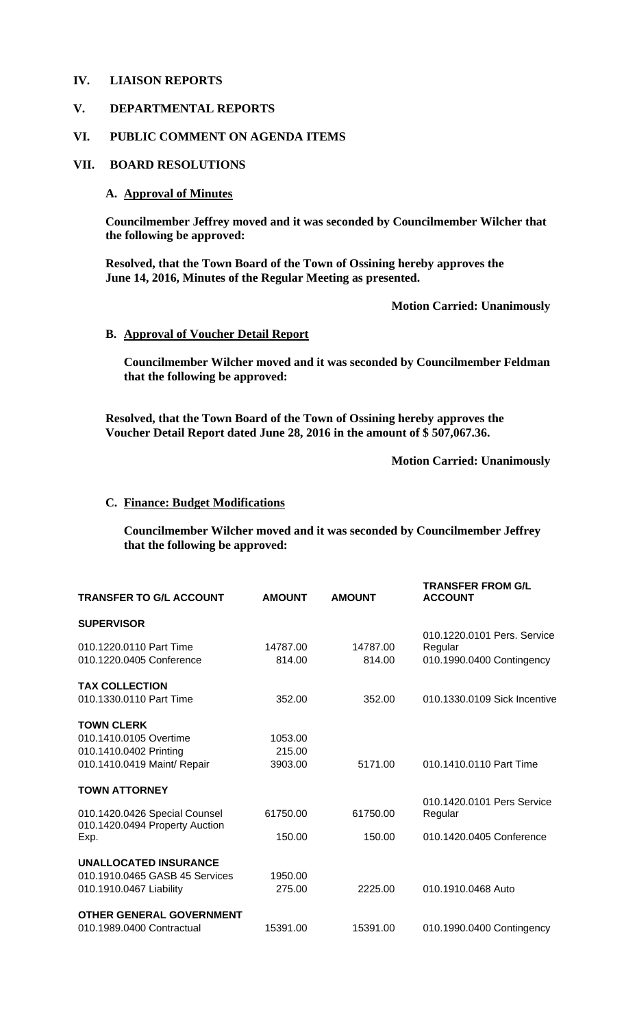## IV. LIAISON REPORTS

## V. DEPARTMENTAL REPORTS

## VI. PUBLIC COMMENT ON AGENDA ITEMS

## VII. BOARD RESOLUTIONS

### A. Approval of Minutes

**Councilmember Jeffrey moved and it was seconded by Councilmember Wilcher that the following be approved:**

**Resolved, that the Town Board of the Town of Ossining hereby approves the June 14, 2016, Minutes of the Regular Meeting as presented.**

**Motion Carried: Unanimously**

### B. Approval of Voucher Detail Report

**Councilmember Wilcher moved and it was seconded by Councilmember Feldman that the following be approved:**

**Resolved, that the Town Board of the Town of Ossining hereby approves the Voucher Detail Report dated June 28, 2016 in the amount of $ 507,067.36.**

**Motion Carried: Unanimously**

### C. Finance: Budget Modifications

**Councilmember Wilcher moved and it was seconded by Councilmember Jeffrey that the following be approved:**

| TRANSFER TO G/L ACCOUNT | AMOUNT | AMOUNT | TRANSFER FROM G/L ACCOUNT |
|---|---|---|---|
| **SUPERVISOR** | | | |
| 010.1220.0110 Part Time | 14787.00 | 14787.00 | 010.1220.0101 Pers. Service Regular |
| 010.1220.0405 Conference | 814.00 | 814.00 | 010.1990.0400 Contingency |
| **TAX COLLECTION** | | | |
| 010.1330.0110 Part Time | 352.00 | 352.00 | 010.1330.0109 Sick Incentive |
| **TOWN CLERK** | | | |
| 010.1410.0105 Overtime | 1053.00 | | |
| 010.1410.0402 Printing | 215.00 | | |
| 010.1410.0419 Maint/ Repair | 3903.00 | 5171.00 | 010.1410.0110 Part Time |
| **TOWN ATTORNEY** | | | |
| 010.1420.0426 Special Counsel | 61750.00 | 61750.00 | 010.1420.0101 Pers Service Regular |
| 010.1420.0494 Property Auction Exp. | 150.00 | 150.00 | 010.1420.0405 Conference |
| **UNALLOCATED INSURANCE** | | | |
| 010.1910.0465 GASB 45 Services | 1950.00 | | |
| 010.1910.0467 Liability | 275.00 | 2225.00 | 010.1910.0468 Auto |
| **OTHER GENERAL GOVERNMENT** | | | |
| 010.1989.0400 Contractual | 15391.00 | 15391.00 | 010.1990.0400 Contingency |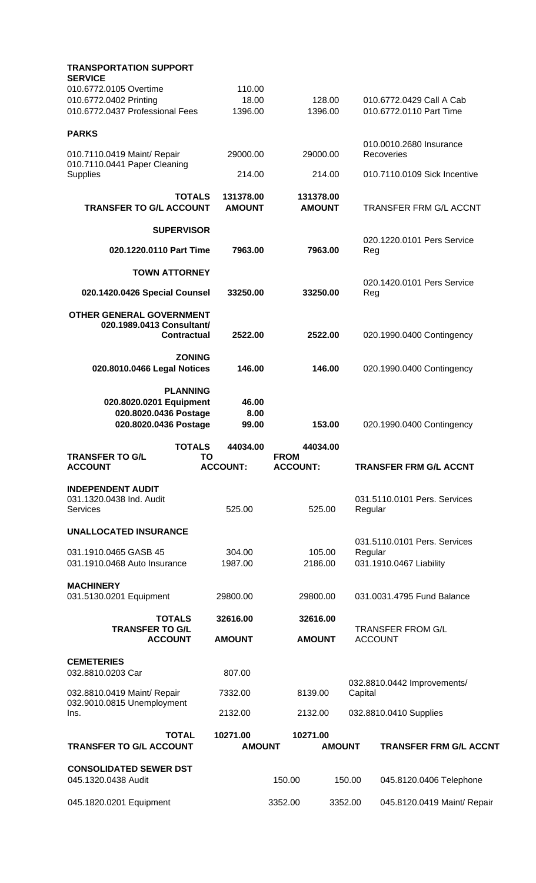| TRANSPORTATION SUPPORT SERVICE | | | |
|---|---|---|---|
| 010.6772.0105 Overtime | 110.00 | | |
| 010.6772.0402 Printing | 18.00 | 128.00 | 010.6772.0429 Call A Cab |
| 010.6772.0437 Professional Fees | 1396.00 | 1396.00 | 010.6772.0110 Part Time |
| **PARKS** | | | |
| 010.7110.0419 Maint/ Repair | 29000.00 | 29000.00 | 010.0010.2680 Insurance Recoveries |
| 010.7110.0441 Paper Cleaning Supplies | 214.00 | 214.00 | 010.7110.0109 Sick Incentive |
| **TOTALS** | **131378.00** | **131378.00** | |
| **TRANSFER TO G/L ACCOUNT** | **AMOUNT** | **AMOUNT** | TRANSFER FRM G/L ACCNT |

| **SUPERVISOR** | | | |
|---|---|---|---|
| **020.1220.0110 Part Time** | **7963.00** | **7963.00** | 020.1220.0101 Pers Service Reg |
| **TOWN ATTORNEY** | | | |
| **020.1420.0426 Special Counsel** | **33250.00** | **33250.00** | 020.1420.0101 Pers Service Reg |
| **OTHER GENERAL GOVERNMENT** | | | |
| **020.1989.0413 Consultant/ Contractual** | **2522.00** | **2522.00** | 020.1990.0400 Contingency |
| **ZONING** | | | |
| **020.8010.0466 Legal Notices** | **146.00** | **146.00** | 020.1990.0400 Contingency |
| **PLANNING** | | | |
| **020.8020.0201 Equipment** | **46.00** | | |
| **020.8020.0436 Postage** | **8.00** | | |
| **020.8020.0436 Postage** | **99.00** | **153.00** | 020.1990.0400 Contingency |
| **TOTALS** | **44034.00** | **44034.00** | |
| **TRANSFER TO G/L ACCOUNT** | **TO ACCOUNT:** | **FROM ACCOUNT:** | **TRANSFER FRM G/L ACCNT** |

| **INDEPENDENT AUDIT** | | | |
|---|---|---|---|
| 031.1320.0438 Ind. Audit Services | 525.00 | 525.00 | 031.5110.0101 Pers. Services Regular |
| **UNALLOCATED INSURANCE** | | | |
| 031.1910.0465 GASB 45 | 304.00 | 105.00 | 031.5110.0101 Pers. Services Regular |
| 031.1910.0468 Auto Insurance | 1987.00 | 2186.00 | 031.1910.0467 Liability |
| **MACHINERY** | | | |
| 031.5130.0201 Equipment | 29800.00 | 29800.00 | 031.0031.4795 Fund Balance |
| **TOTALS** | **32616.00** | **32616.00** | |
| **TRANSFER TO G/L ACCOUNT** | **AMOUNT** | **AMOUNT** | TRANSFER FROM G/L ACCOUNT |

| **CEMETERIES** | | | |
|---|---|---|---|
| 032.8810.0203 Car | 807.00 | | |
| 032.8810.0419 Maint/ Repair | 7332.00 | 8139.00 | 032.8810.0442 Improvements/ Capital |
| 032.9010.0815 Unemployment Ins. | 2132.00 | 2132.00 | 032.8810.0410 Supplies |
| **TOTAL** | **10271.00** | **10271.00** | |
| **TRANSFER TO G/L ACCOUNT** | **AMOUNT** | **AMOUNT** | **TRANSFER FRM G/L ACCNT** |

| **CONSOLIDATED SEWER DST** | | | |
|---|---|---|---|
| 045.1320.0438 Audit | 150.00 | 150.00 | 045.8120.0406 Telephone |
| 045.1820.0201 Equipment | 3352.00 | 3352.00 | 045.8120.0419 Maint/ Repair |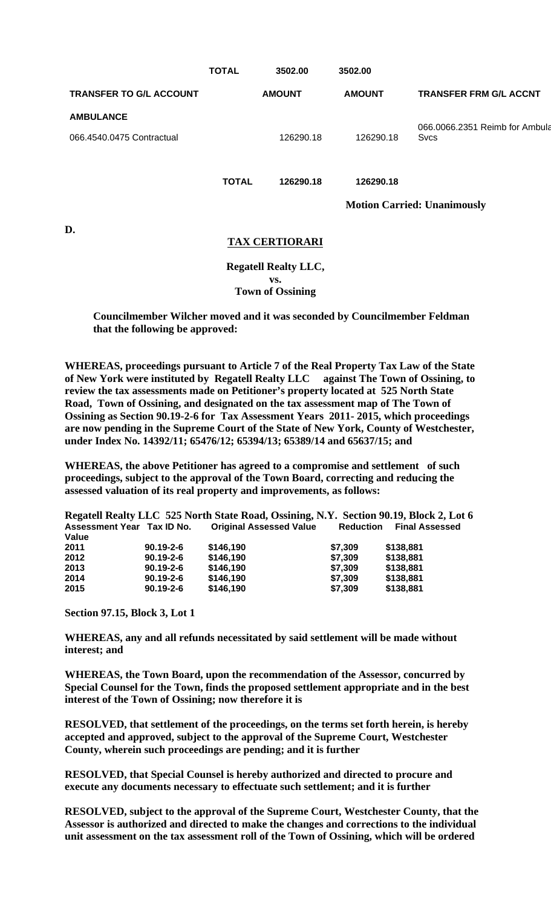| | TOTAL | 3502.00 | 3502.00 | |
|---|---|---|---|---|
| **TRANSFER TO G/L ACCOUNT** | | **AMOUNT** | **AMOUNT** | **TRANSFER FRM G/L ACCNT** |
| **AMBULANCE** | | | | |
| 066.4540.0475 Contractual | | 126290.18 | 126290.18 | 066.0066.2351 Reimb for Ambula Svcs |
| | **TOTAL** | **126290.18** | **126290.18** | |

**Motion Carried: Unanimously**

**D.**

## TAX CERTIORARI

**Regatell Realty LLC,**
**vs.**
**Town of Ossining**

**Councilmember Wilcher moved and it was seconded by Councilmember Feldman that the following be approved:**

**WHEREAS, proceedings pursuant to Article 7 of the Real Property Tax Law of the State of New York were instituted by Regatell Realty LLC against The Town of Ossining, to review the tax assessments made on Petitioner's property located at 525 North State Road, Town of Ossining, and designated on the tax assessment map of The Town of Ossining as Section 90.19-2-6 for Tax Assessment Years 2011- 2015, which proceedings are now pending in the Supreme Court of the State of New York, County of Westchester, under Index No. 14392/11; 65476/12; 65394/13; 65389/14 and 65637/15; and**

**WHEREAS, the above Petitioner has agreed to a compromise and settlement of such proceedings, subject to the approval of the Town Board, correcting and reducing the assessed valuation of its real property and improvements, as follows:**

**Regatell Realty LLC 525 North State Road, Ossining, N.Y. Section 90.19, Block 2, Lot 6**

| Assessment Year | Tax ID No. | Original Assessed Value | Reduction | Final Assessed Value |
|---|---|---|---|---|
| 2011 | 90.19-2-6 | $146,190 | $7,309 | $138,881 |
| 2012 | 90.19-2-6 | $146,190 | $7,309 | $138,881 |
| 2013 | 90.19-2-6 | $146,190 | $7,309 | $138,881 |
| 2014 | 90.19-2-6 | $146,190 | $7,309 | $138,881 |
| 2015 | 90.19-2-6 | $146,190 | $7,309 | $138,881 |

**Section 97.15, Block 3, Lot 1**

**WHEREAS, any and all refunds necessitated by said settlement will be made without interest; and**

**WHEREAS, the Town Board, upon the recommendation of the Assessor, concurred by Special Counsel for the Town, finds the proposed settlement appropriate and in the best interest of the Town of Ossining; now therefore it is**

**RESOLVED, that settlement of the proceedings, on the terms set forth herein, is hereby accepted and approved, subject to the approval of the Supreme Court, Westchester County, wherein such proceedings are pending; and it is further**

**RESOLVED, that Special Counsel is hereby authorized and directed to procure and execute any documents necessary to effectuate such settlement; and it is further**

**RESOLVED, subject to the approval of the Supreme Court, Westchester County, that the Assessor is authorized and directed to make the changes and corrections to the individual unit assessment on the tax assessment roll of the Town of Ossining, which will be ordered**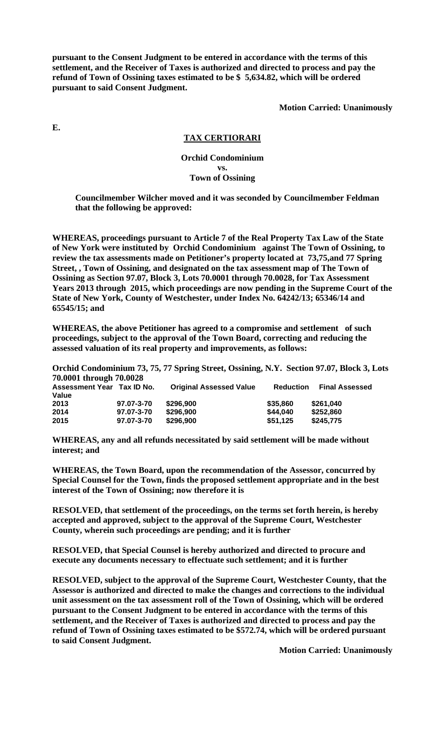**pursuant to the Consent Judgment to be entered in accordance with the terms of this settlement, and the Receiver of Taxes is authorized and directed to process and pay the refund of Town of Ossining taxes estimated to be $ 5,634.82, which will be ordered pursuant to said Consent Judgment.**

**Motion Carried: Unanimously**

**E.**

**TAX CERTIORARI**

**Orchid Condominium**
**vs.**
**Town of Ossining**

**Councilmember Wilcher moved and it was seconded by Councilmember Feldman that the following be approved:**

**WHEREAS, proceedings pursuant to Article 7 of the Real Property Tax Law of the State of New York were instituted by Orchid Condominium against The Town of Ossining, to review the tax assessments made on Petitioner's property located at 73,75,and 77 Spring Street, , Town of Ossining, and designated on the tax assessment map of The Town of Ossining as Section 97.07, Block 3, Lots 70.0001 through 70.0028, for Tax Assessment Years 2013 through 2015, which proceedings are now pending in the Supreme Court of the State of New York, County of Westchester, under Index No. 64242/13; 65346/14 and 65545/15; and**

**WHEREAS, the above Petitioner has agreed to a compromise and settlement of such proceedings, subject to the approval of the Town Board, correcting and reducing the assessed valuation of its real property and improvements, as follows:**

**Orchid Condominium 73, 75, 77 Spring Street, Ossining, N.Y. Section 97.07, Block 3, Lots 70.0001 through 70.0028**

| Assessment Year | Tax ID No. | Original Assessed Value | Reduction | Final Assessed Value |
|---|---|---|---|---|
| 2013 | 97.07-3-70 | $296,900 | $35,860 | $261,040 |
| 2014 | 97.07-3-70 | $296,900 | $44,040 | $252,860 |
| 2015 | 97.07-3-70 | $296,900 | $51,125 | $245,775 |

**WHEREAS, any and all refunds necessitated by said settlement will be made without interest; and**

**WHEREAS, the Town Board, upon the recommendation of the Assessor, concurred by Special Counsel for the Town, finds the proposed settlement appropriate and in the best interest of the Town of Ossining; now therefore it is**

**RESOLVED, that settlement of the proceedings, on the terms set forth herein, is hereby accepted and approved, subject to the approval of the Supreme Court, Westchester County, wherein such proceedings are pending; and it is further**

**RESOLVED, that Special Counsel is hereby authorized and directed to procure and execute any documents necessary to effectuate such settlement; and it is further**

**RESOLVED, subject to the approval of the Supreme Court, Westchester County, that the Assessor is authorized and directed to make the changes and corrections to the individual unit assessment on the tax assessment roll of the Town of Ossining, which will be ordered pursuant to the Consent Judgment to be entered in accordance with the terms of this settlement, and the Receiver of Taxes is authorized and directed to process and pay the refund of Town of Ossining taxes estimated to be $572.74, which will be ordered pursuant to said Consent Judgment.**

**Motion Carried: Unanimously**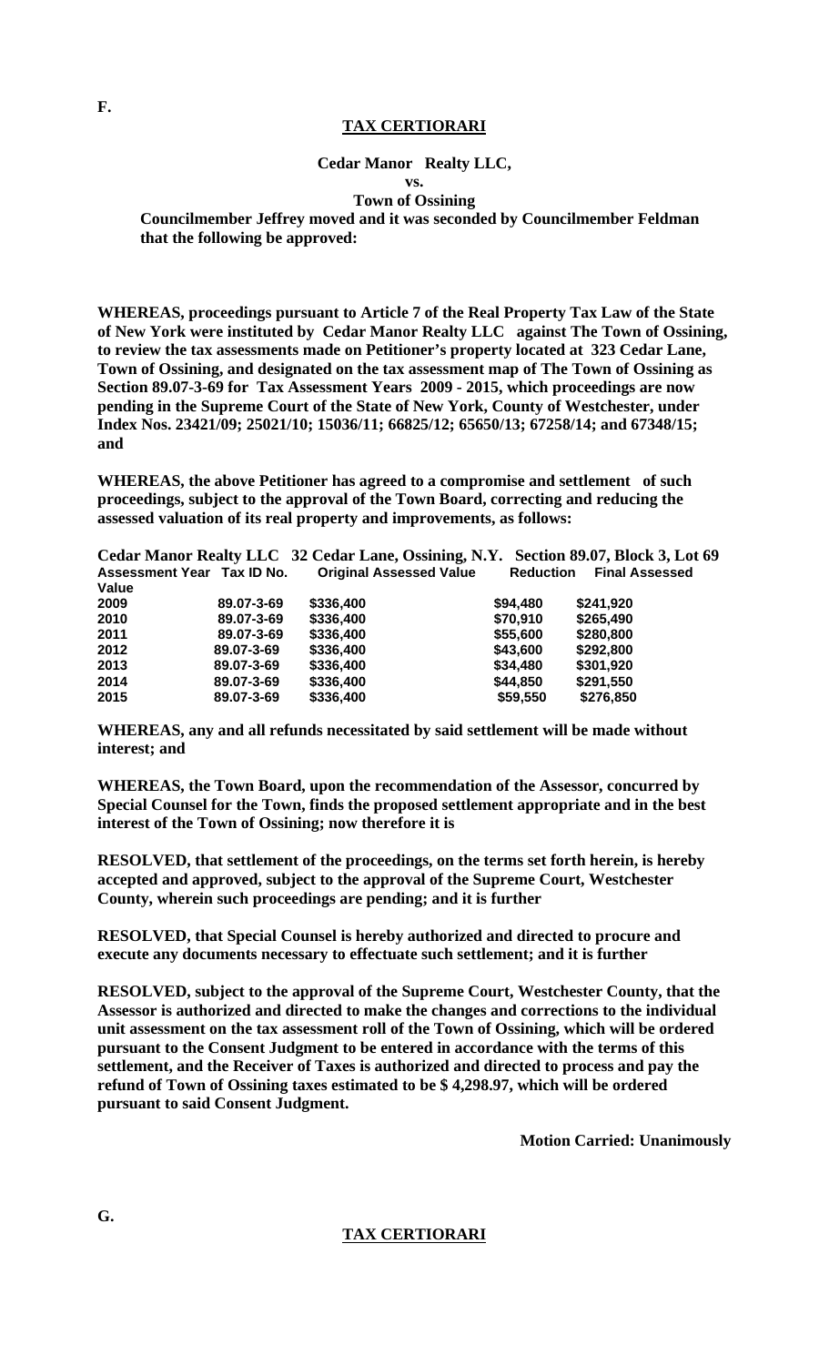F.

**TAX CERTIORARI**

**Cedar Manor Realty LLC,**
**vs.**
**Town of Ossining**

**Councilmember Jeffrey moved and it was seconded by Councilmember Feldman that the following be approved:**

**WHEREAS, proceedings pursuant to Article 7 of the Real Property Tax Law of the State of New York were instituted by Cedar Manor Realty LLC against The Town of Ossining, to review the tax assessments made on Petitioner's property located at 323 Cedar Lane, Town of Ossining, and designated on the tax assessment map of The Town of Ossining as Section 89.07-3-69 for Tax Assessment Years 2009 - 2015, which proceedings are now pending in the Supreme Court of the State of New York, County of Westchester, under Index Nos. 23421/09; 25021/10; 15036/11; 66825/12; 65650/13; 67258/14; and 67348/15; and**

**WHEREAS, the above Petitioner has agreed to a compromise and settlement of such proceedings, subject to the approval of the Town Board, correcting and reducing the assessed valuation of its real property and improvements, as follows:**

**Cedar Manor Realty LLC 32 Cedar Lane, Ossining, N.Y. Section 89.07, Block 3, Lot 69**

| Assessment Year | Tax ID No. | Original Assessed Value | Reduction | Final Assessed Value |
|---|---|---|---|---|
| 2009 | 89.07-3-69 | $336,400 | $94,480 | $241,920 |
| 2010 | 89.07-3-69 | $336,400 | $70,910 | $265,490 |
| 2011 | 89.07-3-69 | $336,400 | $55,600 | $280,800 |
| 2012 | 89.07-3-69 | $336,400 | $43,600 | $292,800 |
| 2013 | 89.07-3-69 | $336,400 | $34,480 | $301,920 |
| 2014 | 89.07-3-69 | $336,400 | $44,850 | $291,550 |
| 2015 | 89.07-3-69 | $336,400 | $59,550 | $276,850 |

**WHEREAS, any and all refunds necessitated by said settlement will be made without interest; and**

**WHEREAS, the Town Board, upon the recommendation of the Assessor, concurred by Special Counsel for the Town, finds the proposed settlement appropriate and in the best interest of the Town of Ossining; now therefore it is**

**RESOLVED, that settlement of the proceedings, on the terms set forth herein, is hereby accepted and approved, subject to the approval of the Supreme Court, Westchester County, wherein such proceedings are pending; and it is further**

**RESOLVED, that Special Counsel is hereby authorized and directed to procure and execute any documents necessary to effectuate such settlement; and it is further**

**RESOLVED, subject to the approval of the Supreme Court, Westchester County, that the Assessor is authorized and directed to make the changes and corrections to the individual unit assessment on the tax assessment roll of the Town of Ossining, which will be ordered pursuant to the Consent Judgment to be entered in accordance with the terms of this settlement, and the Receiver of Taxes is authorized and directed to process and pay the refund of Town of Ossining taxes estimated to be $ 4,298.97, which will be ordered pursuant to said Consent Judgment.**

**Motion Carried: Unanimously**

G.

**TAX CERTIORARI**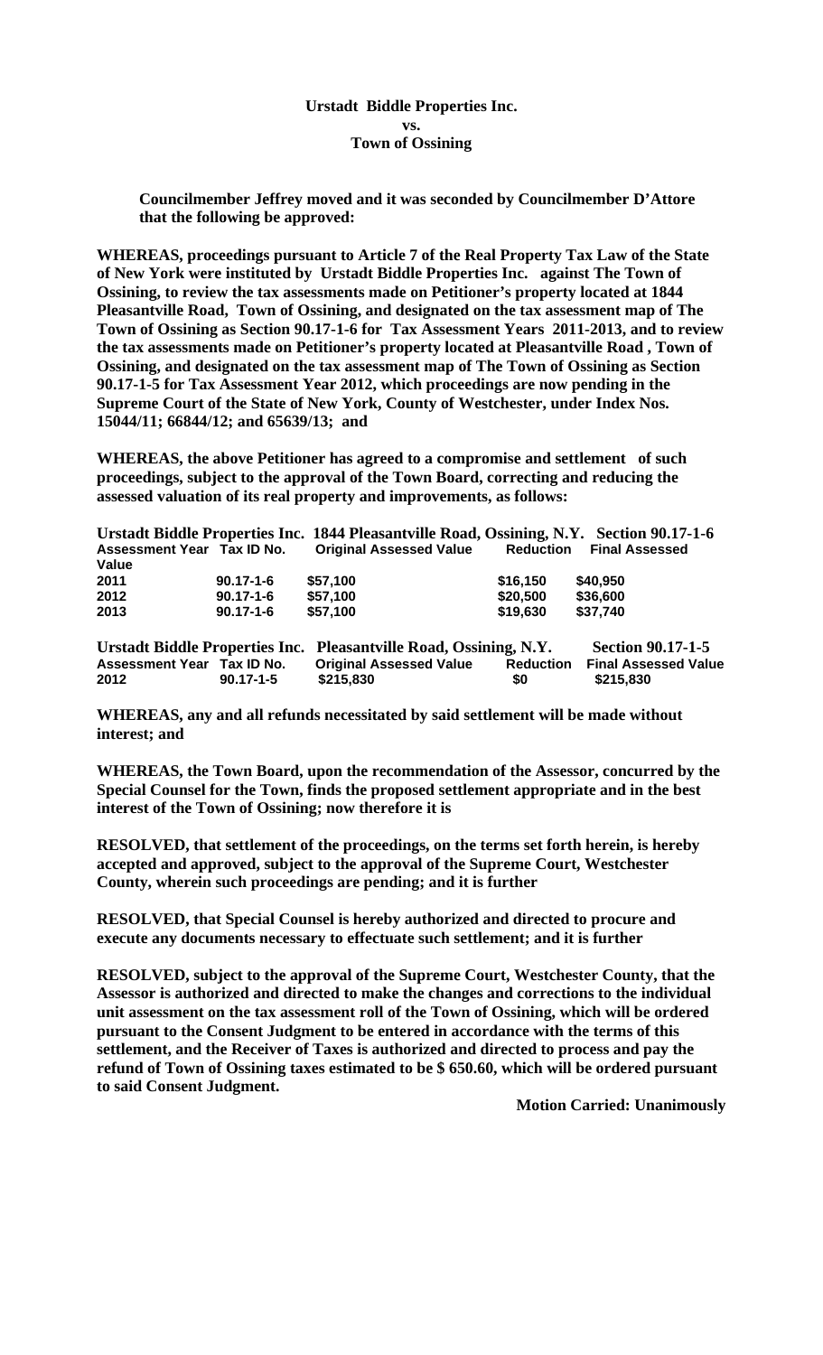**Urstadt Biddle Properties Inc.**
**vs.**
**Town of Ossining**

**Councilmember Jeffrey moved and it was seconded by Councilmember D'Attore that the following be approved:**

**WHEREAS, proceedings pursuant to Article 7 of the Real Property Tax Law of the State of New York were instituted by Urstadt Biddle Properties Inc. against The Town of Ossining, to review the tax assessments made on Petitioner's property located at 1844 Pleasantville Road, Town of Ossining, and designated on the tax assessment map of The Town of Ossining as Section 90.17-1-6 for Tax Assessment Years 2011-2013, and to review the tax assessments made on Petitioner's property located at Pleasantville Road , Town of Ossining, and designated on the tax assessment map of The Town of Ossining as Section 90.17-1-5 for Tax Assessment Year 2012, which proceedings are now pending in the Supreme Court of the State of New York, County of Westchester, under Index Nos. 15044/11; 66844/12; and 65639/13; and**

**WHEREAS, the above Petitioner has agreed to a compromise and settlement of such proceedings, subject to the approval of the Town Board, correcting and reducing the assessed valuation of its real property and improvements, as follows:**

**Urstadt Biddle Properties Inc. 1844 Pleasantville Road, Ossining, N.Y. Section 90.17-1-6**

| Assessment Year | Tax ID No. | Original Assessed Value | Reduction | Final Assessed Value |
|---|---|---|---|---|
| 2011 | 90.17-1-6 | $57,100 | $16,150 | $40,950 |
| 2012 | 90.17-1-6 | $57,100 | $20,500 | $36,600 |
| 2013 | 90.17-1-6 | $57,100 | $19,630 | $37,740 |

**Urstadt Biddle Properties Inc. Pleasantville Road, Ossining, N.Y. Section 90.17-1-5**

| Assessment Year | Tax ID No. | Original Assessed Value | Reduction | Final Assessed Value |
|---|---|---|---|---|
| 2012 | 90.17-1-5 | $215,830 | $0 | $215,830 |

**WHEREAS, any and all refunds necessitated by said settlement will be made without interest; and**

**WHEREAS, the Town Board, upon the recommendation of the Assessor, concurred by the Special Counsel for the Town, finds the proposed settlement appropriate and in the best interest of the Town of Ossining; now therefore it is**

**RESOLVED, that settlement of the proceedings, on the terms set forth herein, is hereby accepted and approved, subject to the approval of the Supreme Court, Westchester County, wherein such proceedings are pending; and it is further**

**RESOLVED, that Special Counsel is hereby authorized and directed to procure and execute any documents necessary to effectuate such settlement; and it is further**

**RESOLVED, subject to the approval of the Supreme Court, Westchester County, that the Assessor is authorized and directed to make the changes and corrections to the individual unit assessment on the tax assessment roll of the Town of Ossining, which will be ordered pursuant to the Consent Judgment to be entered in accordance with the terms of this settlement, and the Receiver of Taxes is authorized and directed to process and pay the refund of Town of Ossining taxes estimated to be $ 650.60, which will be ordered pursuant to said Consent Judgment.**

**Motion Carried: Unanimously**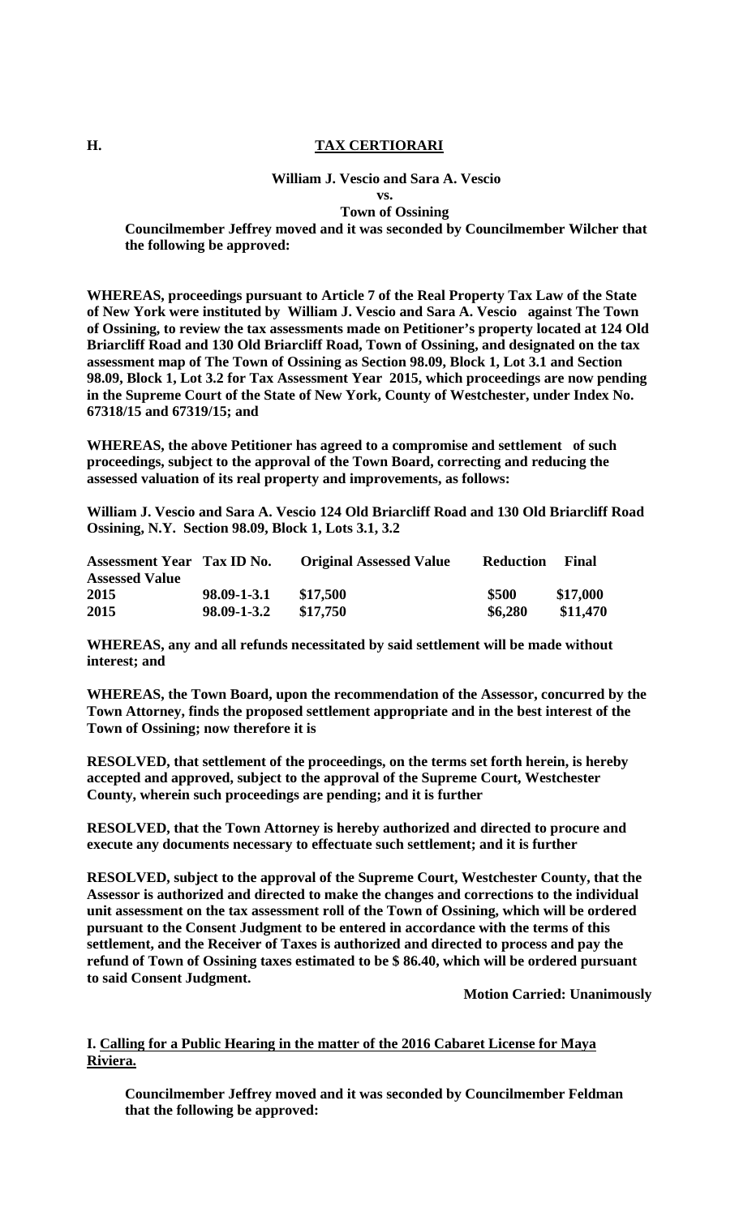## H. TAX CERTIORARI

**William J. Vescio and Sara A. Vescio**
**vs.**
**Town of Ossining**

**Councilmember Jeffrey moved and it was seconded by Councilmember Wilcher that the following be approved:**

**WHEREAS, proceedings pursuant to Article 7 of the Real Property Tax Law of the State of New York were instituted by William J. Vescio and Sara A. Vescio against The Town of Ossining, to review the tax assessments made on Petitioner's property located at 124 Old Briarcliff Road and 130 Old Briarcliff Road, Town of Ossining, and designated on the tax assessment map of The Town of Ossining as Section 98.09, Block 1, Lot 3.1 and Section 98.09, Block 1, Lot 3.2 for Tax Assessment Year 2015, which proceedings are now pending in the Supreme Court of the State of New York, County of Westchester, under Index No. 67318/15 and 67319/15; and**

**WHEREAS, the above Petitioner has agreed to a compromise and settlement of such proceedings, subject to the approval of the Town Board, correcting and reducing the assessed valuation of its real property and improvements, as follows:**

**William J. Vescio and Sara A. Vescio 124 Old Briarcliff Road and 130 Old Briarcliff Road Ossining, N.Y. Section 98.09, Block 1, Lots 3.1, 3.2**

| Assessment Year | Tax ID No. | Original Assessed Value | Reduction | Final Assessed Value |
|---|---|---|---|---|
| 2015 | 98.09-1-3.1 | $17,500 | $500 | $17,000 |
| 2015 | 98.09-1-3.2 | $17,750 | $6,280 | $11,470 |

**WHEREAS, any and all refunds necessitated by said settlement will be made without interest; and**

**WHEREAS, the Town Board, upon the recommendation of the Assessor, concurred by the Town Attorney, finds the proposed settlement appropriate and in the best interest of the Town of Ossining; now therefore it is**

**RESOLVED, that settlement of the proceedings, on the terms set forth herein, is hereby accepted and approved, subject to the approval of the Supreme Court, Westchester County, wherein such proceedings are pending; and it is further**

**RESOLVED, that the Town Attorney is hereby authorized and directed to procure and execute any documents necessary to effectuate such settlement; and it is further**

**RESOLVED, subject to the approval of the Supreme Court, Westchester County, that the Assessor is authorized and directed to make the changes and corrections to the individual unit assessment on the tax assessment roll of the Town of Ossining, which will be ordered pursuant to the Consent Judgment to be entered in accordance with the terms of this settlement, and the Receiver of Taxes is authorized and directed to process and pay the refund of Town of Ossining taxes estimated to be $ 86.40, which will be ordered pursuant to said Consent Judgment.**

**Motion Carried: Unanimously**

## I. Calling for a Public Hearing in the matter of the 2016 Cabaret License for Maya Riviera.

**Councilmember Jeffrey moved and it was seconded by Councilmember Feldman that the following be approved:**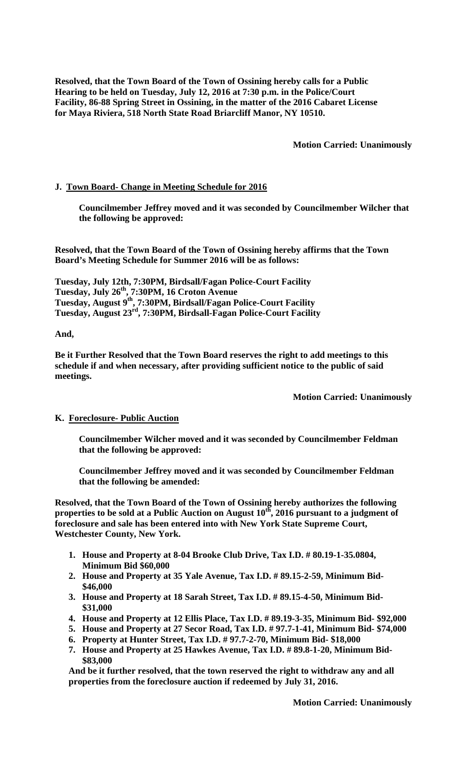**Resolved, that the Town Board of the Town of Ossining hereby calls for a Public Hearing to be held on Tuesday, July 12, 2016 at 7:30 p.m. in the Police/Court Facility, 86-88 Spring Street in Ossining, in the matter of the 2016 Cabaret License for Maya Riviera, 518 North State Road Briarcliff Manor, NY 10510.**

**Motion Carried: Unanimously**

### J. Town Board- Change in Meeting Schedule for 2016

**Councilmember Jeffrey moved and it was seconded by Councilmember Wilcher that the following be approved:**

**Resolved, that the Town Board of the Town of Ossining hereby affirms that the Town Board's Meeting Schedule for Summer 2016 will be as follows:**

**Tuesday, July 12th, 7:30PM, Birdsall/Fagan Police-Court Facility**
**Tuesday, July 26th, 7:30PM, 16 Croton Avenue**
**Tuesday, August 9th, 7:30PM, Birdsall/Fagan Police-Court Facility**
**Tuesday, August 23rd, 7:30PM, Birdsall-Fagan Police-Court Facility**

**And,**

**Be it Further Resolved that the Town Board reserves the right to add meetings to this schedule if and when necessary, after providing sufficient notice to the public of said meetings.**

**Motion Carried: Unanimously**

### K. Foreclosure- Public Auction

**Councilmember Wilcher moved and it was seconded by Councilmember Feldman that the following be approved:**

**Councilmember Jeffrey moved and it was seconded by Councilmember Feldman that the following be amended:**

**Resolved, that the Town Board of the Town of Ossining hereby authorizes the following properties to be sold at a Public Auction on August 10th, 2016 pursuant to a judgment of foreclosure and sale has been entered into with New York State Supreme Court, Westchester County, New York.**

1. **House and Property at 8-04 Brooke Club Drive, Tax I.D. # 80.19-1-35.0804, Minimum Bid $60,000**
2. **House and Property at 35 Yale Avenue, Tax I.D. # 89.15-2-59, Minimum Bid- $46,000**
3. **House and Property at 18 Sarah Street, Tax I.D. # 89.15-4-50, Minimum Bid- $31,000**
4. **House and Property at 12 Ellis Place, Tax I.D. # 89.19-3-35, Minimum Bid- $92,000**
5. **House and Property at 27 Secor Road, Tax I.D. # 97.7-1-41, Minimum Bid- $74,000**
6. **Property at Hunter Street, Tax I.D. # 97.7-2-70, Minimum Bid- $18,000**
7. **House and Property at 25 Hawkes Avenue, Tax I.D. # 89.8-1-20, Minimum Bid- $83,000**

**And be it further resolved, that the town reserved the right to withdraw any and all properties from the foreclosure auction if redeemed by July 31, 2016.**

**Motion Carried: Unanimously**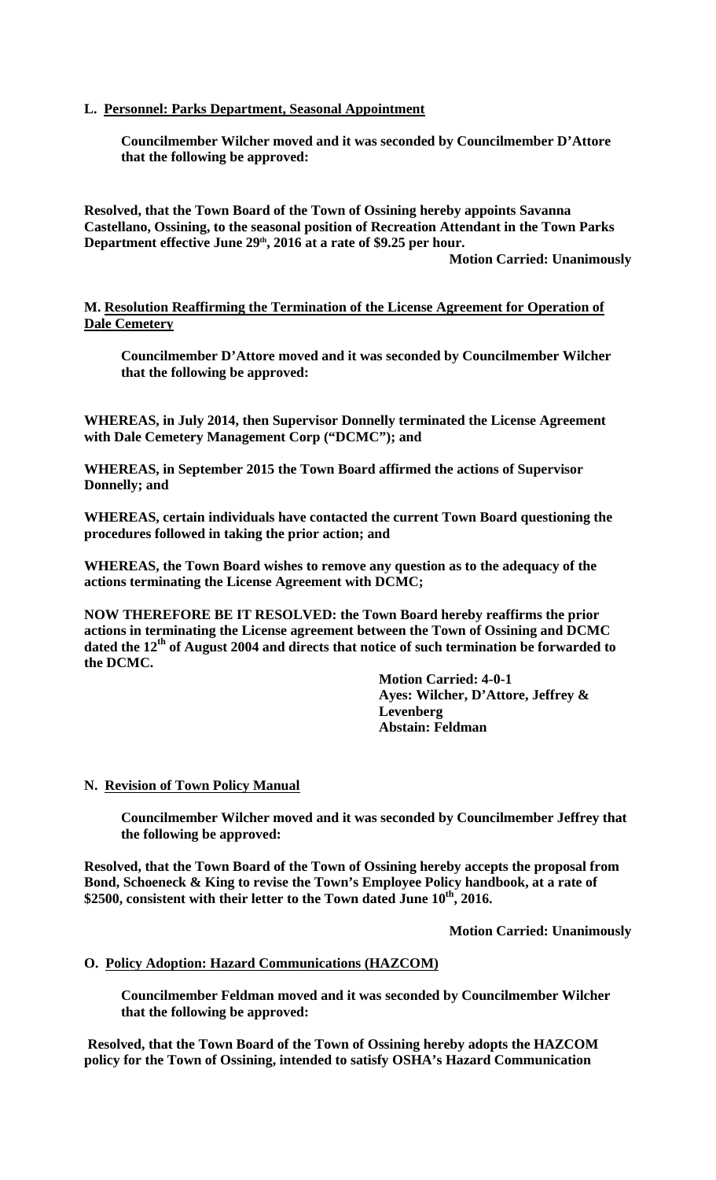**L. Personnel: Parks Department, Seasonal Appointment**

**Councilmember Wilcher moved and it was seconded by Councilmember D'Attore that the following be approved:**

**Resolved, that the Town Board of the Town of Ossining hereby appoints Savanna Castellano, Ossining, to the seasonal position of Recreation Attendant in the Town Parks Department effective June 29th, 2016 at a rate of $9.25 per hour.**

**Motion Carried: Unanimously**

**M. Resolution Reaffirming the Termination of the License Agreement for Operation of Dale Cemetery**

**Councilmember D'Attore moved and it was seconded by Councilmember Wilcher that the following be approved:**

**WHEREAS, in July 2014, then Supervisor Donnelly terminated the License Agreement with Dale Cemetery Management Corp ("DCMC"); and**

**WHEREAS, in September 2015 the Town Board affirmed the actions of Supervisor Donnelly; and**

**WHEREAS, certain individuals have contacted the current Town Board questioning the procedures followed in taking the prior action; and**

**WHEREAS, the Town Board wishes to remove any question as to the adequacy of the actions terminating the License Agreement with DCMC;**

**NOW THEREFORE BE IT RESOLVED: the Town Board hereby reaffirms the prior actions in terminating the License agreement between the Town of Ossining and DCMC dated the 12th of August 2004 and directs that notice of such termination be forwarded to the DCMC.**

**Motion Carried: 4-0-1**
**Ayes: Wilcher, D'Attore, Jeffrey & Levenberg**
**Abstain: Feldman**

**N. Revision of Town Policy Manual**

**Councilmember Wilcher moved and it was seconded by Councilmember Jeffrey that the following be approved:**

**Resolved, that the Town Board of the Town of Ossining hereby accepts the proposal from Bond, Schoeneck & King to revise the Town's Employee Policy handbook, at a rate of $2500, consistent with their letter to the Town dated June 10th, 2016.**

**Motion Carried: Unanimously**

**O. Policy Adoption: Hazard Communications (HAZCOM)**

**Councilmember Feldman moved and it was seconded by Councilmember Wilcher that the following be approved:**

**Resolved, that the Town Board of the Town of Ossining hereby adopts the HAZCOM policy for the Town of Ossining, intended to satisfy OSHA's Hazard Communication**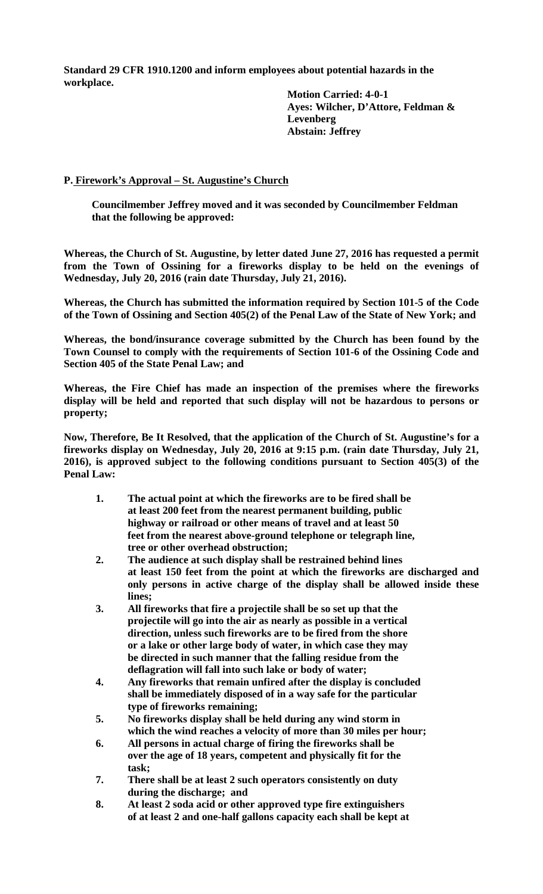**Standard 29 CFR 1910.1200 and inform employees about potential hazards in the workplace.**

> **Motion Carried: 4-0-1**
> **Ayes: Wilcher, D'Attore, Feldman & Levenberg**
> **Abstain: Jeffrey**

**P. Firework's Approval – St. Augustine's Church**

**Councilmember Jeffrey moved and it was seconded by Councilmember Feldman that the following be approved:**

**Whereas, the Church of St. Augustine, by letter dated June 27, 2016 has requested a permit from the Town of Ossining for a fireworks display to be held on the evenings of Wednesday, July 20, 2016 (rain date Thursday, July 21, 2016).**

**Whereas, the Church has submitted the information required by Section 101-5 of the Code of the Town of Ossining and Section 405(2) of the Penal Law of the State of New York; and**

**Whereas, the bond/insurance coverage submitted by the Church has been found by the Town Counsel to comply with the requirements of Section 101-6 of the Ossining Code and Section 405 of the State Penal Law; and**

**Whereas, the Fire Chief has made an inspection of the premises where the fireworks display will be held and reported that such display will not be hazardous to persons or property;**

**Now, Therefore, Be It Resolved, that the application of the Church of St. Augustine's for a fireworks display on Wednesday, July 20, 2016 at 9:15 p.m. (rain date Thursday, July 21, 2016), is approved subject to the following conditions pursuant to Section 405(3) of the Penal Law:**

1. **The actual point at which the fireworks are to be fired shall be at least 200 feet from the nearest permanent building, public highway or railroad or other means of travel and at least 50 feet from the nearest above-ground telephone or telegraph line, tree or other overhead obstruction;**
2. **The audience at such display shall be restrained behind lines at least 150 feet from the point at which the fireworks are discharged and only persons in active charge of the display shall be allowed inside these lines;**
3. **All fireworks that fire a projectile shall be so set up that the projectile will go into the air as nearly as possible in a vertical direction, unless such fireworks are to be fired from the shore or a lake or other large body of water, in which case they may be directed in such manner that the falling residue from the deflagration will fall into such lake or body of water;**
4. **Any fireworks that remain unfired after the display is concluded shall be immediately disposed of in a way safe for the particular type of fireworks remaining;**
5. **No fireworks display shall be held during any wind storm in which the wind reaches a velocity of more than 30 miles per hour;**
6. **All persons in actual charge of firing the fireworks shall be over the age of 18 years, competent and physically fit for the task;**
7. **There shall be at least 2 such operators consistently on duty during the discharge; and**
8. **At least 2 soda acid or other approved type fire extinguishers of at least 2 and one-half gallons capacity each shall be kept at**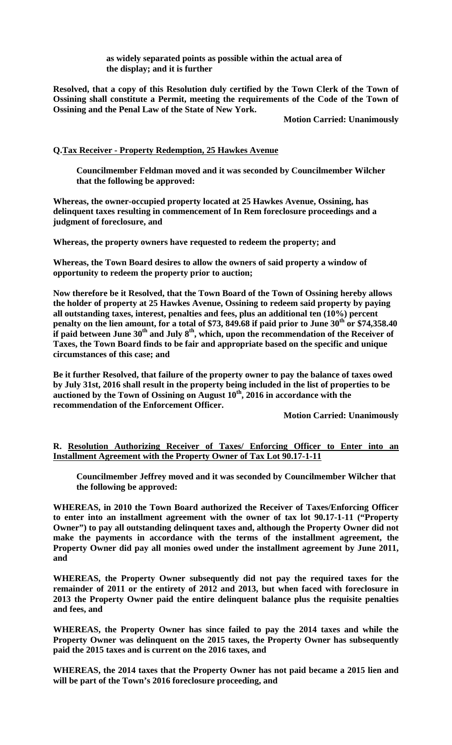**as widely separated points as possible within the actual area of the display; and it is further**

**Resolved, that a copy of this Resolution duly certified by the Town Clerk of the Town of Ossining shall constitute a Permit, meeting the requirements of the Code of the Town of Ossining and the Penal Law of the State of New York.**

**Motion Carried: Unanimously**

**Q.Tax Receiver - Property Redemption, 25 Hawkes Avenue**

**Councilmember Feldman moved and it was seconded by Councilmember Wilcher that the following be approved:**

**Whereas, the owner-occupied property located at 25 Hawkes Avenue, Ossining, has delinquent taxes resulting in commencement of In Rem foreclosure proceedings and a judgment of foreclosure, and**

**Whereas, the property owners have requested to redeem the property; and**

**Whereas, the Town Board desires to allow the owners of said property a window of opportunity to redeem the property prior to auction;**

**Now therefore be it Resolved, that the Town Board of the Town of Ossining hereby allows the holder of property at 25 Hawkes Avenue, Ossining to redeem said property by paying all outstanding taxes, interest, penalties and fees, plus an additional ten (10%) percent penalty on the lien amount, for a total of $73, 849.68 if paid prior to June 30th or $74,358.40 if paid between June 30th and July 8th, which, upon the recommendation of the Receiver of Taxes, the Town Board finds to be fair and appropriate based on the specific and unique circumstances of this case; and**

**Be it further Resolved, that failure of the property owner to pay the balance of taxes owed by July 31st, 2016 shall result in the property being included in the list of properties to be auctioned by the Town of Ossining on August 10th, 2016 in accordance with the recommendation of the Enforcement Officer.**

**Motion Carried: Unanimously**

**R. Resolution Authorizing Receiver of Taxes/ Enforcing Officer to Enter into an Installment Agreement with the Property Owner of Tax Lot 90.17-1-11**

**Councilmember Jeffrey moved and it was seconded by Councilmember Wilcher that the following be approved:**

**WHEREAS, in 2010 the Town Board authorized the Receiver of Taxes/Enforcing Officer to enter into an installment agreement with the owner of tax lot 90.17-1-11 ("Property Owner") to pay all outstanding delinquent taxes and, although the Property Owner did not make the payments in accordance with the terms of the installment agreement, the Property Owner did pay all monies owed under the installment agreement by June 2011, and**

**WHEREAS, the Property Owner subsequently did not pay the required taxes for the remainder of 2011 or the entirety of 2012 and 2013, but when faced with foreclosure in 2013 the Property Owner paid the entire delinquent balance plus the requisite penalties and fees, and**

**WHEREAS, the Property Owner has since failed to pay the 2014 taxes and while the Property Owner was delinquent on the 2015 taxes, the Property Owner has subsequently paid the 2015 taxes and is current on the 2016 taxes, and**

**WHEREAS, the 2014 taxes that the Property Owner has not paid became a 2015 lien and will be part of the Town's 2016 foreclosure proceeding, and**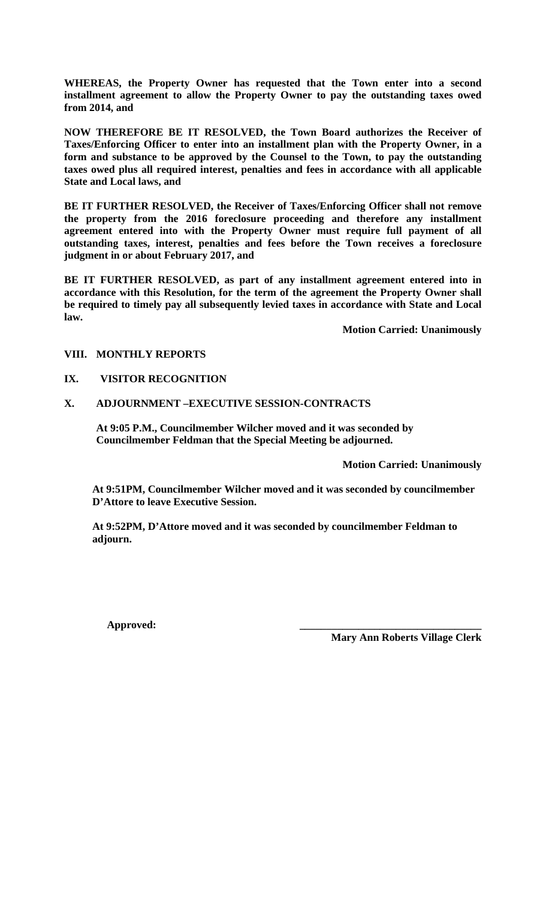**WHEREAS, the Property Owner has requested that the Town enter into a second installment agreement to allow the Property Owner to pay the outstanding taxes owed from 2014, and**

**NOW THEREFORE BE IT RESOLVED, the Town Board authorizes the Receiver of Taxes/Enforcing Officer to enter into an installment plan with the Property Owner, in a form and substance to be approved by the Counsel to the Town, to pay the outstanding taxes owed plus all required interest, penalties and fees in accordance with all applicable State and Local laws, and**

**BE IT FURTHER RESOLVED, the Receiver of Taxes/Enforcing Officer shall not remove the property from the 2016 foreclosure proceeding and therefore any installment agreement entered into with the Property Owner must require full payment of all outstanding taxes, interest, penalties and fees before the Town receives a foreclosure judgment in or about February 2017, and**

**BE IT FURTHER RESOLVED, as part of any installment agreement entered into in accordance with this Resolution, for the term of the agreement the Property Owner shall be required to timely pay all subsequently levied taxes in accordance with State and Local law.**

**Motion Carried: Unanimously**

## VIII. MONTHLY REPORTS

## IX. VISITOR RECOGNITION

## X. ADJOURNMENT –EXECUTIVE SESSION-CONTRACTS

**At 9:05 P.M., Councilmember Wilcher moved and it was seconded by Councilmember Feldman that the Special Meeting be adjourned.**

**Motion Carried: Unanimously**

**At 9:51PM, Councilmember Wilcher moved and it was seconded by councilmember D'Attore to leave Executive Session.**

**At 9:52PM, D'Attore moved and it was seconded by councilmember Feldman to adjourn.**

**Approved:** ___________________________________

**Mary Ann Roberts Village Clerk**